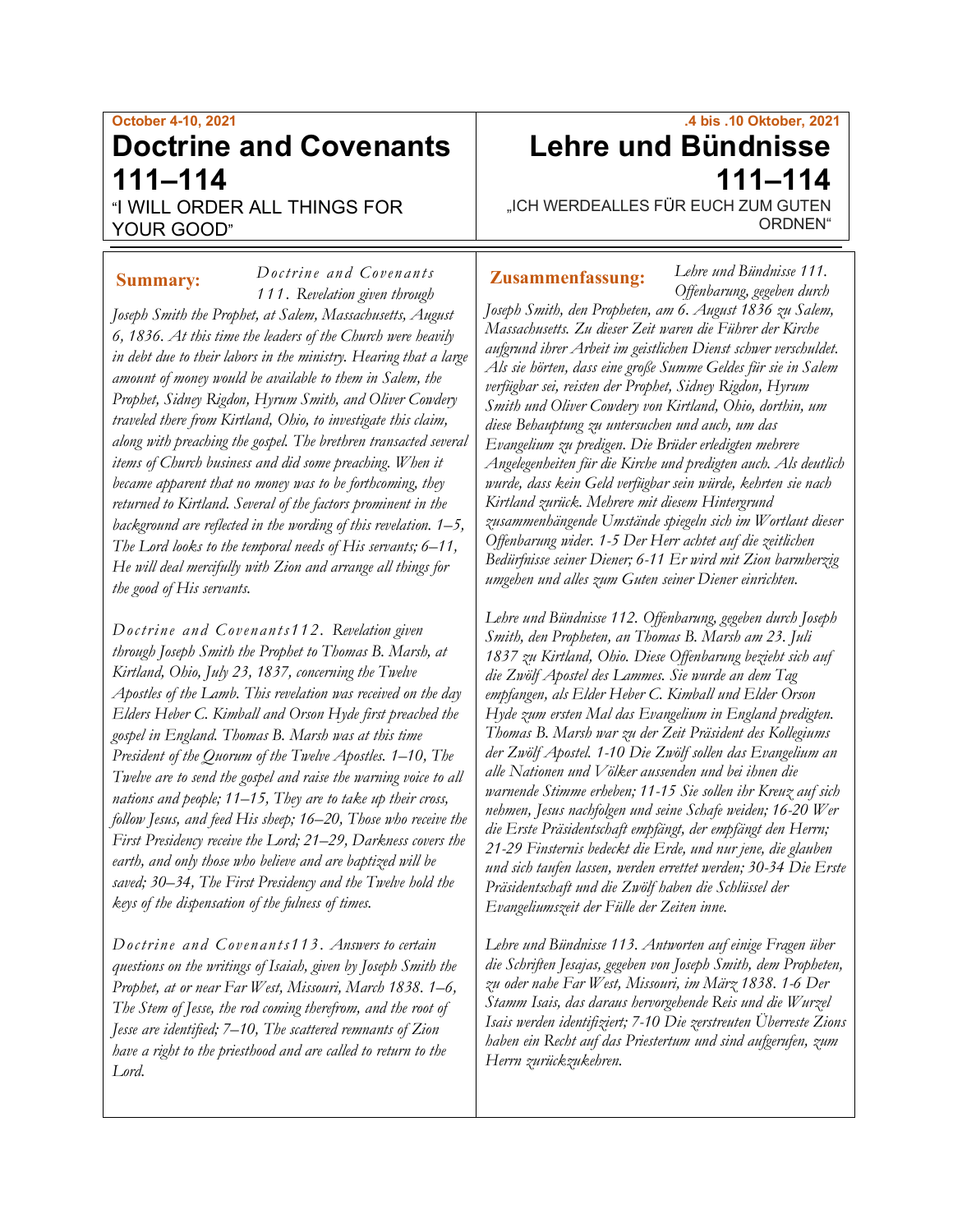October 4-10, 2021

# Doctrine and Covenants 111–114

"I WILL ORDER ALL THINGS FOR YOUR GOOD"

**Summary:** *Doctrine and Covenants 111. Revelation given through Joseph Smith the Prophet, at Salem, Massachusetts, August 6, 1836. At this time the leaders of the Church were heavily in debt due to their labors in the ministry. Hearing that a large amount of money would be available to them in Salem, the Prophet, Sidney Rigdon, Hyrum Smith, and Oliver Cowdery traveled there from Kirtland, Ohio, to investigate this claim, along with preaching the gospel. The brethren transacted several items of Church business and did some preaching. When it became apparent that no money was to be forthcoming, they returned to Kirtland. Several of the factors prominent in the background are reflected in the wording of this revelation. 1–5, The Lord looks to the temporal needs of His servants; 6–11, He will deal mercifully with Zion and arrange all things for the good of His servants.*

*Doctrine and Covenants112. Revelation given through Joseph Smith the Prophet to Thomas B. Marsh, at Kirtland, Ohio, July 23, 1837, concerning the Twelve Apostles of the Lamb. This revelation was received on the day Elders Heber C. Kimball and Orson Hyde first preached the gospel in England. Thomas B. Marsh was at this time President of the Quorum of the Twelve Apostles. 1–10, The Twelve are to send the gospel and raise the warning voice to all nations and people; 11–15, They are to take up their cross, follow Jesus, and feed His sheep; 16–20, Those who receive the First Presidency receive the Lord; 21–29, Darkness covers the earth, and only those who believe and are baptized will be saved; 30–34, The First Presidency and the Twelve hold the keys of the dispensation of the fulness of times.*

*Doctrine and Covenants113. Answers to certain questions on the writings of Isaiah, given by Joseph Smith the Prophet, at or near Far West, Missouri, March 1838. 1–6, The Stem of Jesse, the rod coming therefrom, and the root of Jesse are identified; 7–10, The scattered remnants of Zion have a right to the priesthood and are called to return to the Lord.*

.4 bis .10 Oktober, 2021

# Lehre und Bündnisse 111–114

„ICH WERDEALLES FÜR EUCH ZUM GUTEN ORDNEN"

**Zusammenfassung:** *Lehre und Bündnisse 111. Offenbarung, gegeben durch Joseph Smith, den Propheten, am 6. August 1836 zu Salem, Massachusetts. Zu dieser Zeit waren die Führer der Kirche aufgrund ihrer Arbeit im geistlichen Dienst schwer verschuldet. Als sie hörten, dass eine große Summe Geldes für sie in Salem verfügbar sei, reisten der Prophet, Sidney Rigdon, Hyrum Smith und Oliver Cowdery von Kirtland, Ohio, dorthin, um diese Behauptung zu untersuchen und auch, um das Evangelium zu predigen. Die Brüder erledigten mehrere Angelegenheiten für die Kirche und predigten auch. Als deutlich wurde, dass kein Geld verfügbar sein würde, kehrten sie nach Kirtland zurück. Mehrere mit diesem Hintergrund zusammenhängende Umstände spiegeln sich im Wortlaut dieser Offenbarung wider. 1-5 Der Herr achtet auf die zeitlichen Bedürfnisse seiner Diener; 6-11 Er wird mit Zion barmherzig umgehen und alles zum Guten seiner Diener einrichten.*

*Lehre und Bündnisse 112. Offenbarung, gegeben durch Joseph Smith, den Propheten, an Thomas B. Marsh am 23. Juli 1837 zu Kirtland, Ohio. Diese Offenbarung bezieht sich auf die Zwölf Apostel des Lammes. Sie wurde an dem Tag empfangen, als Elder Heber C. Kimball und Elder Orson Hyde zum ersten Mal das Evangelium in England predigten. Thomas B. Marsh war zu der Zeit Präsident des Kollegiums der Zwölf Apostel. 1-10 Die Zwölf sollen das Evangelium an alle Nationen und Völker aussenden und bei ihnen die warnende Stimme erheben; 11-15 Sie sollen ihr Kreuz auf sich nehmen, Jesus nachfolgen und seine Schafe weiden; 16-20 Wer die Erste Präsidentschaft empfängt, der empfängt den Herrn; 21-29 Finsternis bedeckt die Erde, und nur jene, die glauben und sich taufen lassen, werden errettet werden; 30-34 Die Erste Präsidentschaft und die Zwölf haben die Schlüssel der Evangeliumszeit der Fülle der Zeiten inne.*

*Lehre und Bündnisse 113. Antworten auf einige Fragen über die Schriften Jesajas, gegeben von Joseph Smith, dem Propheten, zu oder nahe Far West, Missouri, im März 1838. 1-6 Der Stamm Isais, das daraus hervorgehende Reis und die Wurzel Isais werden identifiziert; 7-10 Die zerstreuten Überreste Zions haben ein Recht auf das Priestertum und sind aufgerufen, zum Herrn zurückzukehren.*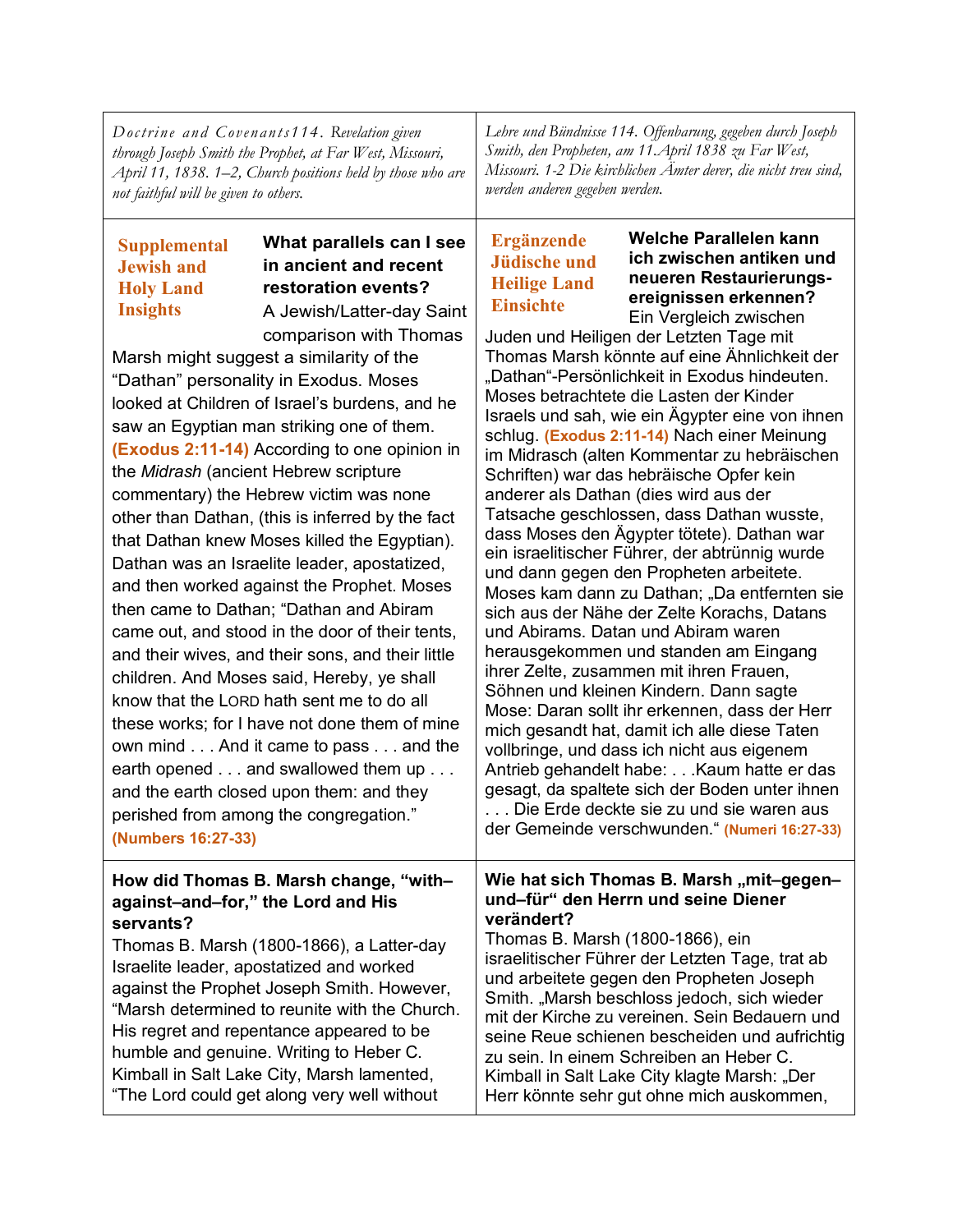| *Doctrine and Covenants 114. Revelation given through Joseph Smith the Prophet, at Far West, Missouri, April 11, 1838. 1–2, Church positions held by those who are not faithful will be given to others.* | *Lehre und Bündnisse 114. Offenbarung, gegeben durch Joseph Smith, den Propheten, am 11.April 1838 zu Far West, Missouri. 1-2 Die kirchlichen Ämter derer, die nicht treu sind, werden anderen gegeben werden.* |
|---|---|
| **Supplemental Jewish and Holy Land Insights** **What parallels can I see in ancient and recent restoration events?** A Jewish/Latter-day Saint comparison with Thomas Marsh might suggest a similarity of the "Dathan" personality in Exodus. Moses looked at Children of Israel's burdens, and he saw an Egyptian man striking one of them. **(Exodus 2:11-14)** According to one opinion in the *Midrash* (ancient Hebrew scripture commentary) the Hebrew victim was none other than Dathan, (this is inferred by the fact that Dathan knew Moses killed the Egyptian). Dathan was an Israelite leader, apostatized, and then worked against the Prophet. Moses then came to Dathan; "Dathan and Abiram came out, and stood in the door of their tents, and their wives, and their sons, and their little children. And Moses said, Hereby, ye shall know that the LORD hath sent me to do all these works; for I have not done them of mine own mind . . . And it came to pass . . . and the earth opened . . . and swallowed them up . . . and the earth closed upon them: and they perished from among the congregation." **(Numbers 16:27-33)** | **Ergänzende Jüdische und Heilige Land Einsichte** **Welche Parallelen kann ich zwischen antiken und neueren Restaurierungs­ereignissen erkennen?** Ein Vergleich zwischen Juden und Heiligen der Letzten Tage mit Thomas Marsh könnte auf eine Ähnlichkeit der „Dathan"-Persönlichkeit in Exodus hindeuten. Moses betrachtete die Lasten der Kinder Israels und sah, wie ein Ägypter eine von ihnen schlug. **(Exodus 2:11-14)** Nach einer Meinung im Midrasch (alten Kommentar zu hebräischen Schriften) war das hebräische Opfer kein anderer als Dathan (dies wird aus der Tatsache geschlossen, dass Dathan wusste, dass Moses den Ägypter tötete). Dathan war ein israelitischer Führer, der abtrünnig wurde und dann gegen den Propheten arbeitete. Moses kam dann zu Dathan; „Da entfernten sie sich aus der Nähe der Zelte Korachs, Datans und Abirams. Datan und Abiram waren herausgekommen und standen am Eingang ihrer Zelte, zusammen mit ihren Frauen, Söhnen und kleinen Kindern. Dann sagte Mose: Daran sollt ihr erkennen, dass der Herr mich gesandt hat, damit ich alle diese Taten vollbringe, und dass ich nicht aus eigenem Antrieb gehandelt habe: . . .Kaum hatte er das gesagt, da spaltete sich der Boden unter ihnen . . . Die Erde deckte sie zu und sie waren aus der Gemeinde verschwunden." **(Numeri 16:27-33)** |
| **How did Thomas B. Marsh change, "with–against–and–for," the Lord and His servants?** Thomas B. Marsh (1800-1866), a Latter-day Israelite leader, apostatized and worked against the Prophet Joseph Smith. However, "Marsh determined to reunite with the Church. His regret and repentance appeared to be humble and genuine. Writing to Heber C. Kimball in Salt Lake City, Marsh lamented, "The Lord could get along very well without | **Wie hat sich Thomas B. Marsh „mit–gegen–und–für" den Herrn und seine Diener verändert?** Thomas B. Marsh (1800-1866), ein israelitischer Führer der Letzten Tage, trat ab und arbeitete gegen den Propheten Joseph Smith. „Marsh beschloss jedoch, sich wieder mit der Kirche zu vereinen. Sein Bedauern und seine Reue schienen bescheiden und aufrichtig zu sein. In einem Schreiben an Heber C. Kimball in Salt Lake City klagte Marsh: „Der Herr könnte sehr gut ohne mich auskommen, |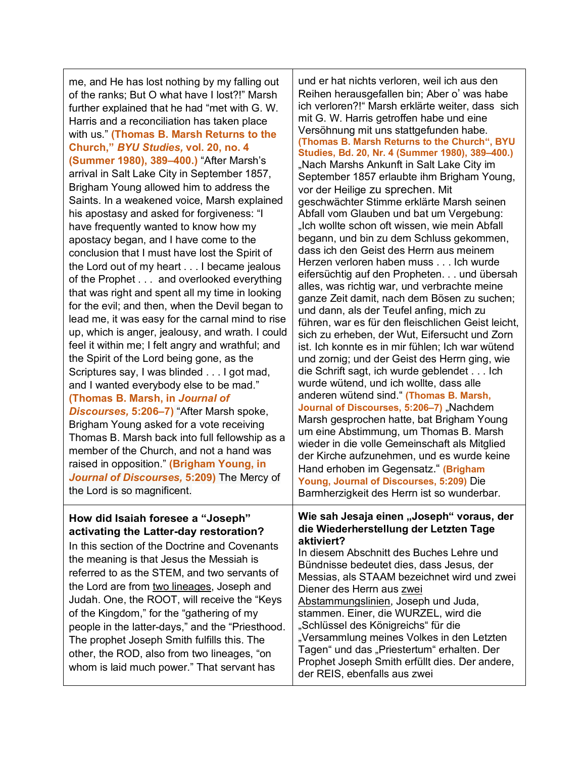| | |
|---|---|
| me, and He has lost nothing by my falling out of the ranks; But O what have I lost?!" Marsh further explained that he had "met with G. W. Harris and a reconciliation has taken place with us." **(Thomas B. Marsh Returns to the Church," *BYU Studies,* vol. 20, no. 4 (Summer 1980), 389–400.)** "After Marsh's arrival in Salt Lake City in September 1857, Brigham Young allowed him to address the Saints. In a weakened voice, Marsh explained his apostasy and asked for forgiveness: "I have frequently wanted to know how my apostacy began, and I have come to the conclusion that I must have lost the Spirit of the Lord out of my heart . . . I became jealous of the Prophet . . . and overlooked everything that was right and spent all my time in looking for the evil; and then, when the Devil began to lead me, it was easy for the carnal mind to rise up, which is anger, jealousy, and wrath. I could feel it within me; I felt angry and wrathful; and the Spirit of the Lord being gone, as the Scriptures say, I was blinded . . . I got mad, and I wanted everybody else to be mad." **(Thomas B. Marsh, in *Journal of Discourses,* 5:206–7)** "After Marsh spoke, Brigham Young asked for a vote receiving Thomas B. Marsh back into full fellowship as a member of the Church, and not a hand was raised in opposition." **(Brigham Young, in *Journal of Discourses,* 5:209)** The Mercy of the Lord is so magnificent. | und er hat nichts verloren, weil ich aus den Reihen herausgefallen bin; Aber o' was habe ich verloren?!" Marsh erklärte weiter, dass sich mit G. W. Harris getroffen habe und eine Versöhnung mit uns stattgefunden habe. **(Thomas B. Marsh Returns to the Church", BYU Studies, Bd. 20, Nr. 4 (Summer 1980), 389–400.)** „Nach Marshs Ankunft in Salt Lake City im September 1857 erlaubte ihm Brigham Young, vor der Heilige zu sprechen. Mit geschwächter Stimme erklärte Marsh seinen Abfall vom Glauben und bat um Vergebung: „Ich wollte schon oft wissen, wie mein Abfall begann, und bin zu dem Schluss gekommen, dass ich den Geist des Herrn aus meinem Herzen verloren haben muss . . . Ich wurde eifersüchtig auf den Propheten. . . und übersah alles, was richtig war, und verbrachte meine ganze Zeit damit, nach dem Bösen zu suchen; und dann, als der Teufel anfing, mich zu führen, war es für den fleischlichen Geist leicht, sich zu erheben, der Wut, Eifersucht und Zorn ist. Ich konnte es in mir fühlen; Ich war wütend und zornig; und der Geist des Herrn ging, wie die Schrift sagt, ich wurde geblendet . . . Ich wurde wütend, und ich wollte, dass alle anderen wütend sind." **(Thomas B. Marsh, Journal of Discourses, 5:206–7)** „Nachdem Marsh gesprochen hatte, bat Brigham Young um eine Abstimmung, um Thomas B. Marsh wieder in die volle Gemeinschaft als Mitglied der Kirche aufzunehmen, und es wurde keine Hand erhoben im Gegensatz." **(Brigham Young, Journal of Discourses, 5:209)** Die Barmherzigkeit des Herrn ist so wunderbar. |
| **How did Isaiah foresee a "Joseph" activating the Latter-day restoration?** In this section of the Doctrine and Covenants the meaning is that Jesus the Messiah is referred to as the STEM, and two servants of the Lord are from <u>two lineages</u>, Joseph and Judah. One, the ROOT, will receive the "Keys of the Kingdom," for the "gathering of my people in the latter-days," and the "Priesthood. The prophet Joseph Smith fulfills this. The other, the ROD, also from two lineages, "on whom is laid much power." That servant has | **Wie sah Jesaja einen „Joseph" voraus, der die Wiederherstellung der Letzten Tage aktiviert?** In diesem Abschnitt des Buches Lehre und Bündnisse bedeutet dies, dass Jesus, der Messias, als STAAM bezeichnet wird und zwei Diener des Herrn aus <u>zwei Abstammungslinien</u>, Joseph und Juda, stammen. Einer, die WURZEL, wird die „Schlüssel des Königreichs" für die „Versammlung meines Volkes in den Letzten Tagen" und das „Priestertum" erhalten. Der Prophet Joseph Smith erfüllt dies. Der andere, der REIS, ebenfalls aus zwei |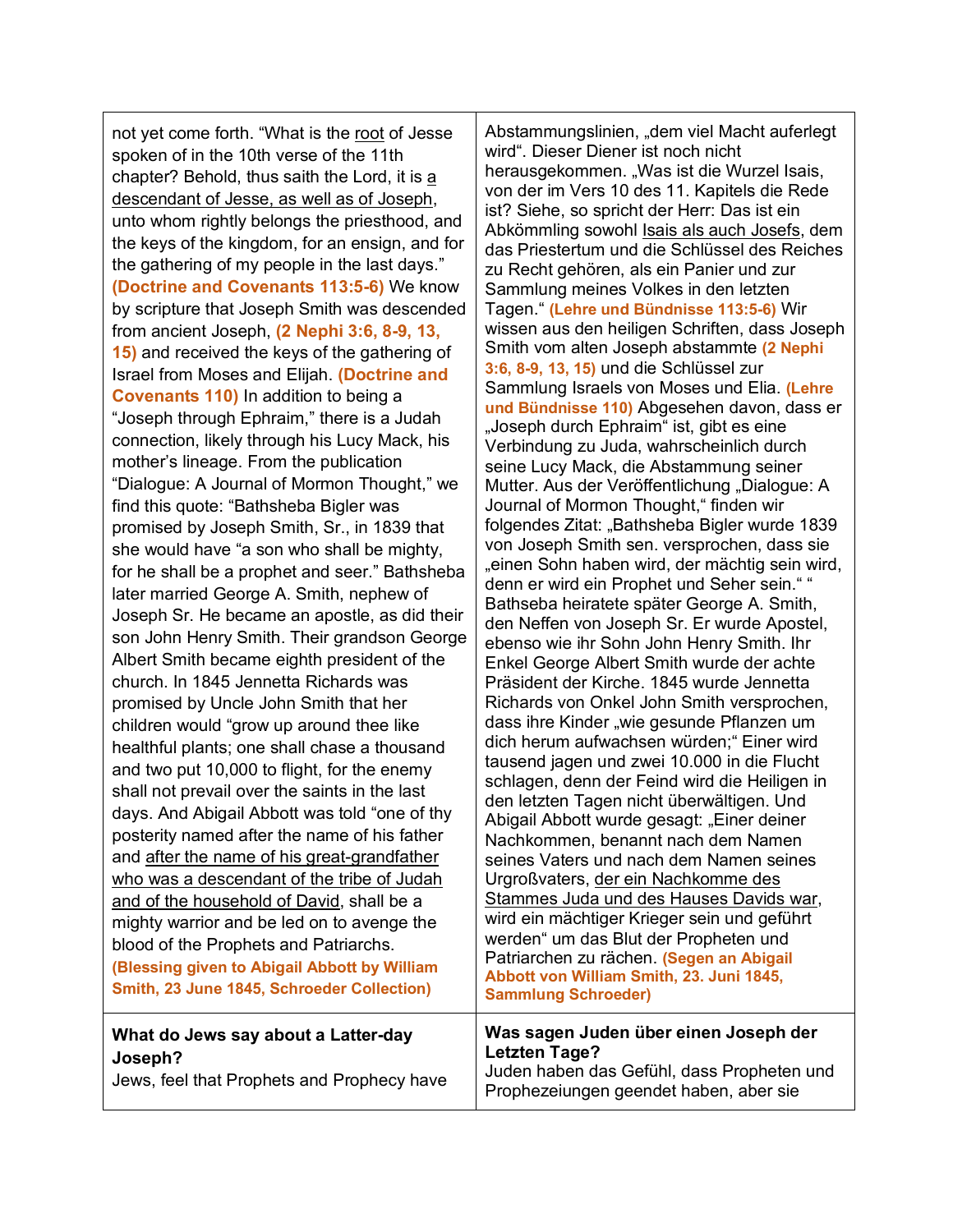| | |
|---|---|
| not yet come forth. “What is the root of Jesse spoken of in the 10th verse of the 11th chapter? Behold, thus saith the Lord, it is a descendant of Jesse, as well as of Joseph, unto whom rightly belongs the priesthood, and the keys of the kingdom, for an ensign, and for the gathering of my people in the last days.” **(Doctrine and Covenants 113:5-6)** We know by scripture that Joseph Smith was descended from ancient Joseph, **(2 Nephi 3:6, 8-9, 13, 15)** and received the keys of the gathering of Israel from Moses and Elijah. **(Doctrine and Covenants 110)** In addition to being a “Joseph through Ephraim,” there is a Judah connection, likely through his Lucy Mack, his mother’s lineage. From the publication “Dialogue: A Journal of Mormon Thought,” we find this quote: “Bathsheba Bigler was promised by Joseph Smith, Sr., in 1839 that she would have “a son who shall be mighty, for he shall be a prophet and seer.” Bathsheba later married George A. Smith, nephew of Joseph Sr. He became an apostle, as did their son John Henry Smith. Their grandson George Albert Smith became eighth president of the church. In 1845 Jennetta Richards was promised by Uncle John Smith that her children would “grow up around thee like healthful plants; one shall chase a thousand and two put 10,000 to flight, for the enemy shall not prevail over the saints in the last days. And Abigail Abbott was told “one of thy posterity named after the name of his father and after the name of his great-grandfather who was a descendant of the tribe of Judah and of the household of David, shall be a mighty warrior and be led on to avenge the blood of the Prophets and Patriarchs. **(Blessing given to Abigail Abbott by William Smith, 23 June 1845, Schroeder Collection)** | Abstammungslinien, „dem viel Macht auferlegt wird“. Dieser Diener ist noch nicht herausgekommen. „Was ist die Wurzel Isais, von der im Vers 10 des 11. Kapitels die Rede ist? Siehe, so spricht der Herr: Das ist ein Abkömmling sowohl Isais als auch Josefs, dem das Priestertum und die Schlüssel des Reiches zu Recht gehören, als ein Panier und zur Sammlung meines Volkes in den letzten Tagen.“ **(Lehre und Bündnisse 113:5-6)** Wir wissen aus den heiligen Schriften, dass Joseph Smith vom alten Joseph abstammte **(2 Nephi 3:6, 8-9, 13, 15)** und die Schlüssel zur Sammlung Israels von Moses und Elia. **(Lehre und Bündnisse 110)** Abgesehen davon, dass er „Joseph durch Ephraim“ ist, gibt es eine Verbindung zu Juda, wahrscheinlich durch seine Lucy Mack, die Abstammung seiner Mutter. Aus der Veröffentlichung „Dialogue: A Journal of Mormon Thought,“ finden wir folgendes Zitat: „Bathsheba Bigler wurde 1839 von Joseph Smith sen. versprochen, dass sie „einen Sohn haben wird, der mächtig sein wird, denn er wird ein Prophet und Seher sein.“ “ Bathseba heiratete später George A. Smith, den Neffen von Joseph Sr. Er wurde Apostel, ebenso wie ihr Sohn John Henry Smith. Ihr Enkel George Albert Smith wurde der achte Präsident der Kirche. 1845 wurde Jennetta Richards von Onkel John Smith versprochen, dass ihre Kinder „wie gesunde Pflanzen um dich herum aufwachsen würden;“ Einer wird tausend jagen und zwei 10.000 in die Flucht schlagen, denn der Feind wird die Heiligen in den letzten Tagen nicht überwältigen. Und Abigail Abbott wurde gesagt: „Einer deiner Nachkommen, benannt nach dem Namen seines Vaters und nach dem Namen seines Urgroßvaters, der ein Nachkomme des Stammes Juda und des Hauses Davids war, wird ein mächtiger Krieger sein und geführt werden“ um das Blut der Propheten und Patriarchen zu rächen. **(Segen an Abigail Abbott von William Smith, 23. Juni 1845, Sammlung Schroeder)** |
| **What do Jews say about a Latter-day Joseph?** Jews, feel that Prophets and Prophecy have | **Was sagen Juden über einen Joseph der Letzten Tage?** Juden haben das Gefühl, dass Propheten und Prophezeiungen geendet haben, aber sie |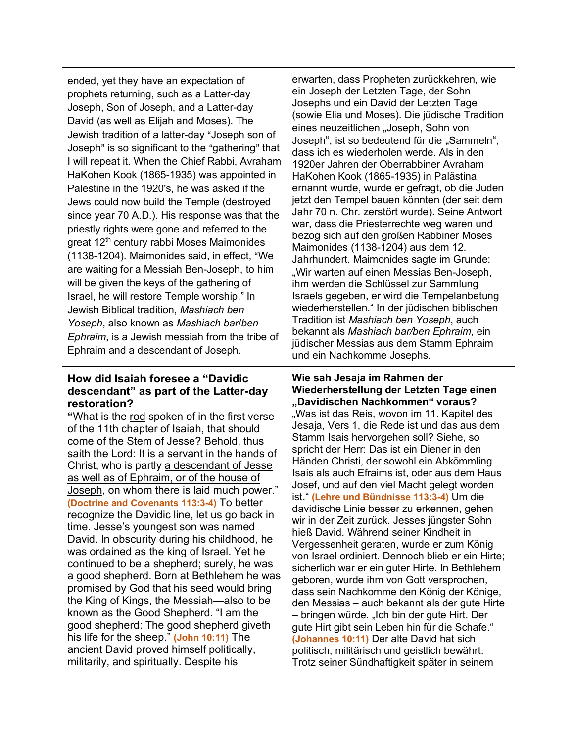| | |
|---|---|
| ended, yet they have an expectation of prophets returning, such as a Latter-day Joseph, Son of Joseph, and a Latter-day David (as well as Elijah and Moses). The Jewish tradition of a latter-day "Joseph son of Joseph" is so significant to the "gathering" that I will repeat it. When the Chief Rabbi, Avraham HaKohen Kook (1865-1935) was appointed in Palestine in the 1920's, he was asked if the Jews could now build the Temple (destroyed since year 70 A.D.). His response was that the priestly rights were gone and referred to the great 12th century rabbi Moses Maimonides (1138-1204). Maimonides said, in effect, "We are waiting for a Messiah Ben-Joseph, to him will be given the keys of the gathering of Israel, he will restore Temple worship." In Jewish Biblical tradition, *Mashiach ben Yoseph*, also known as *Mashiach bar/ben Ephraim*, is a Jewish messiah from the tribe of Ephraim and a descendant of Joseph. | erwarten, dass Propheten zurückkehren, wie ein Joseph der Letzten Tage, der Sohn Josephs und ein David der Letzten Tage (sowie Elia und Moses). Die jüdische Tradition eines neuzeitlichen „Joseph, Sohn von Joseph", ist so bedeutend für die „Sammeln", dass ich es wiederholen werde. Als in den 1920er Jahren der Oberrabbiner Avraham HaKohen Kook (1865-1935) in Palästina ernannt wurde, wurde er gefragt, ob die Juden jetzt den Tempel bauen könnten (der seit dem Jahr 70 n. Chr. zerstört wurde). Seine Antwort war, dass die Priesterrechte weg waren und bezog sich auf den großen Rabbiner Moses Maimonides (1138-1204) aus dem 12. Jahrhundert. Maimonides sagte im Grunde: „Wir warten auf einen Messias Ben-Joseph, ihm werden die Schlüssel zur Sammlung Israels gegeben, er wird die Tempelanbetung wiederherstellen." In der jüdischen biblischen Tradition ist *Mashiach ben Yoseph*, auch bekannt als *Mashiach bar/ben Ephraim*, ein jüdischer Messias aus dem Stamm Ephraim und ein Nachkomme Josephs. |
| **How did Isaiah foresee a "Davidic descendant" as part of the Latter-day restoration?** "What is the rod spoken of in the first verse of the 11th chapter of Isaiah, that should come of the Stem of Jesse? Behold, thus saith the Lord: It is a servant in the hands of Christ, who is partly a descendant of Jesse as well as of Ephraim, or of the house of Joseph, on whom there is laid much power." **(Doctrine and Covenants 113:3-4)** To better recognize the Davidic line, let us go back in time. Jesse's youngest son was named David. In obscurity during his childhood, he was ordained as the king of Israel. Yet he continued to be a shepherd; surely, he was a good shepherd. Born at Bethlehem he was promised by God that his seed would bring the King of Kings, the Messiah—also to be known as the Good Shepherd. "I am the good shepherd: The good shepherd giveth his life for the sheep." **(John 10:11)** The ancient David proved himself politically, militarily, and spiritually. Despite his | **Wie sah Jesaja im Rahmen der Wiederherstellung der Letzten Tage einen „Davidischen Nachkommen" voraus?** „Was ist das Reis, wovon im 11. Kapitel des Jesaja, Vers 1, die Rede ist und das aus dem Stamm Isais hervorgehen soll? Siehe, so spricht der Herr: Das ist ein Diener in den Händen Christi, der sowohl ein Abkömmling Isais als auch Efraims ist, oder aus dem Haus Josef, und auf den viel Macht gelegt worden ist." **(Lehre und Bündnisse 113:3-4)** Um die davidische Linie besser zu erkennen, gehen wir in der Zeit zurück. Jesses jüngster Sohn hieß David. Während seiner Kindheit in Vergessenheit geraten, wurde er zum König von Israel ordiniert. Dennoch blieb er ein Hirte; sicherlich war er ein guter Hirte. In Bethlehem geboren, wurde ihm von Gott versprochen, dass sein Nachkomme den König der Könige, den Messias – auch bekannt als der gute Hirte – bringen würde. „Ich bin der gute Hirt. Der gute Hirt gibt sein Leben hin für die Schafe." **(Johannes 10:11)** Der alte David hat sich politisch, militärisch und geistlich bewährt. Trotz seiner Sündhaftigkeit später in seinem |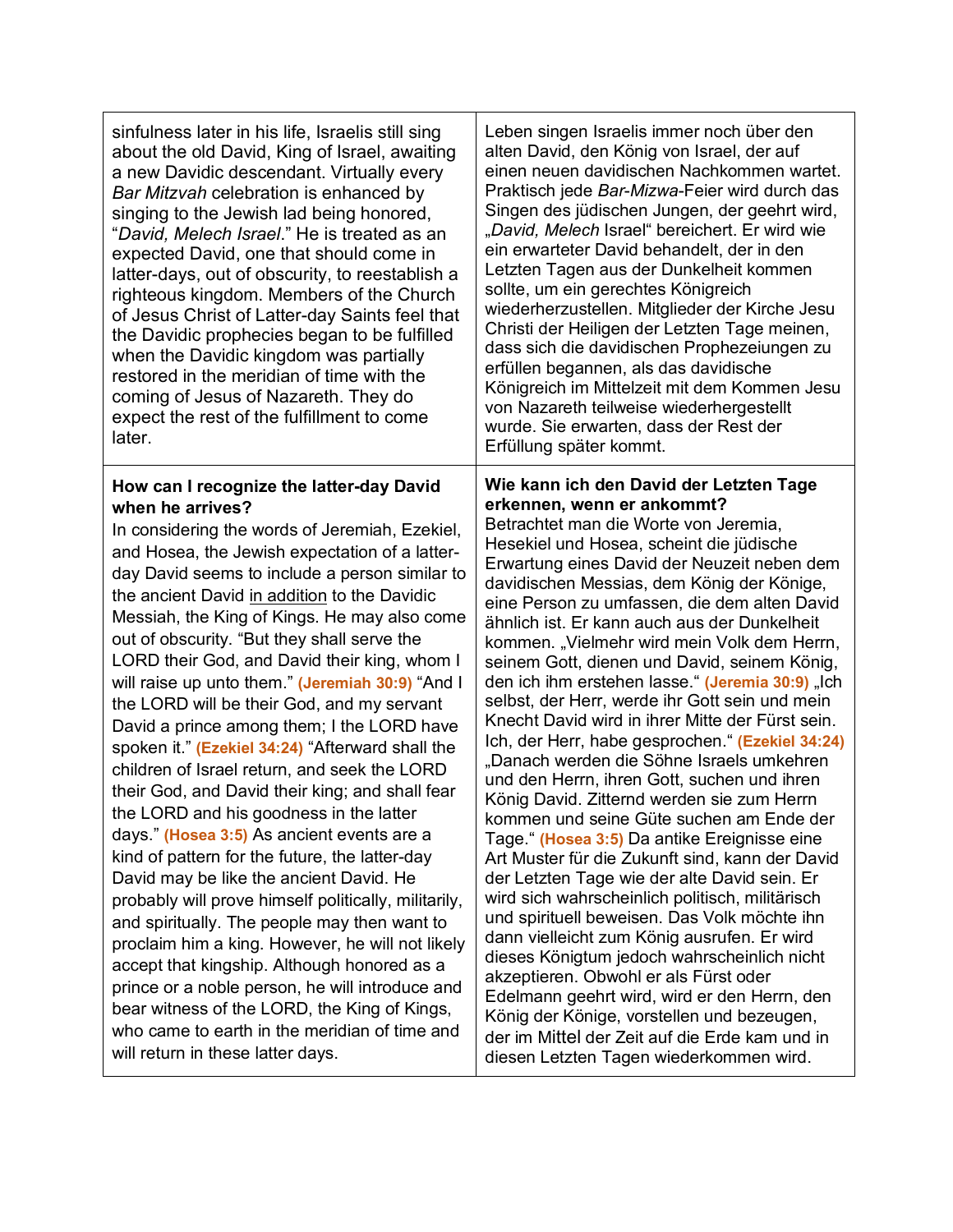| | |
|---|---|
| sinfulness later in his life, Israelis still sing about the old David, King of Israel, awaiting a new Davidic descendant. Virtually every *Bar Mitzvah* celebration is enhanced by singing to the Jewish lad being honored, "*David, Melech Israel*." He is treated as an expected David, one that should come in latter-days, out of obscurity, to reestablish a righteous kingdom. Members of the Church of Jesus Christ of Latter-day Saints feel that the Davidic prophecies began to be fulfilled when the Davidic kingdom was partially restored in the meridian of time with the coming of Jesus of Nazareth. They do expect the rest of the fulfillment to come later. | Leben singen Israelis immer noch über den alten David, den König von Israel, der auf einen neuen davidischen Nachkommen wartet. Praktisch jede *Bar-Mizwa*-Feier wird durch das Singen des jüdischen Jungen, der geehrt wird, „*David, Melech* Israel" bereichert. Er wird wie ein erwarteter David behandelt, der in den Letzten Tagen aus der Dunkelheit kommen sollte, um ein gerechtes Königreich wiederherzustellen. Mitglieder der Kirche Jesu Christi der Heiligen der Letzten Tage meinen, dass sich die davidischen Prophezeiungen zu erfüllen begannen, als das davidische Königreich im Mittelzeit mit dem Kommen Jesu von Nazareth teilweise wiederhergestellt wurde. Sie erwarten, dass der Rest der Erfüllung später kommt. |
| **How can I recognize the latter-day David when he arrives?** In considering the words of Jeremiah, Ezekiel, and Hosea, the Jewish expectation of a latter-day David seems to include a person similar to the ancient David <u>in addition</u> to the Davidic Messiah, the King of Kings. He may also come out of obscurity. "But they shall serve the LORD their God, and David their king, whom I will raise up unto them." **(Jeremiah 30:9)** "And I the LORD will be their God, and my servant David a prince among them; I the LORD have spoken it." **(Ezekiel 34:24)** "Afterward shall the children of Israel return, and seek the LORD their God, and David their king; and shall fear the LORD and his goodness in the latter days." **(Hosea 3:5)** As ancient events are a kind of pattern for the future, the latter-day David may be like the ancient David. He probably will prove himself politically, militarily, and spiritually. The people may then want to proclaim him a king. However, he will not likely accept that kingship. Although honored as a prince or a noble person, he will introduce and bear witness of the LORD, the King of Kings, who came to earth in the meridian of time and will return in these latter days. | **Wie kann ich den David der Letzten Tage erkennen, wenn er ankommt?** Betrachtet man die Worte von Jeremia, Hesekiel und Hosea, scheint die jüdische Erwartung eines David der Neuzeit neben dem davidischen Messias, dem König der Könige, eine Person zu umfassen, die dem alten David ähnlich ist. Er kann auch aus der Dunkelheit kommen. „Vielmehr wird mein Volk dem Herrn, seinem Gott, dienen und David, seinem König, den ich ihm erstehen lasse." **(Jeremia 30:9)** „Ich selbst, der Herr, werde ihr Gott sein und mein Knecht David wird in ihrer Mitte der Fürst sein. Ich, der Herr, habe gesprochen." **(Ezekiel 34:24)** „Danach werden die Söhne Israels umkehren und den Herrn, ihren Gott, suchen und ihren König David. Zitternd werden sie zum Herrn kommen und seine Güte suchen am Ende der Tage." **(Hosea 3:5)** Da antike Ereignisse eine Art Muster für die Zukunft sind, kann der David der Letzten Tage wie der alte David sein. Er wird sich wahrscheinlich politisch, militärisch und spirituell beweisen. Das Volk möchte ihn dann vielleicht zum König ausrufen. Er wird dieses Königtum jedoch wahrscheinlich nicht akzeptieren. Obwohl er als Fürst oder Edelmann geehrt wird, wird er den Herrn, den König der Könige, vorstellen und bezeugen, der im Mittel der Zeit auf die Erde kam und in diesen Letzten Tagen wiederkommen wird. |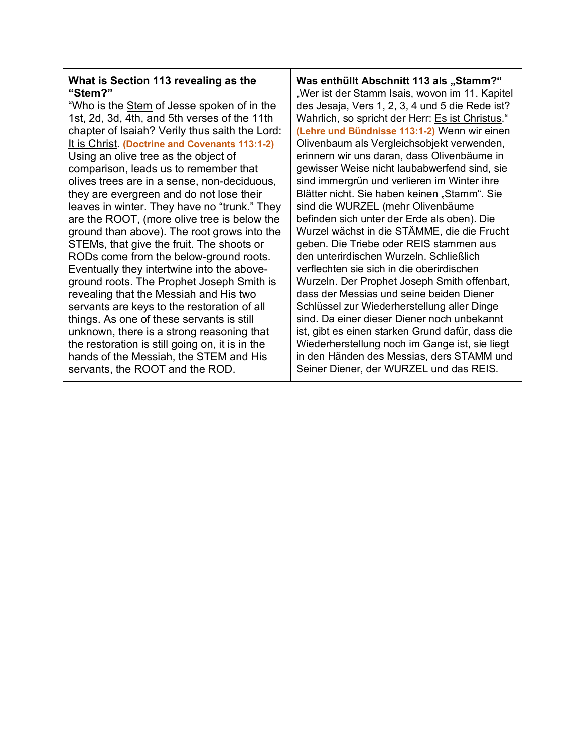| What is Section 113 revealing as the "Stem?" | Was enthüllt Abschnitt 113 als „Stamm?" |
| --- | --- |
| "Who is the <u>Stem</u> of Jesse spoken of in the 1st, 2d, 3d, 4th, and 5th verses of the 11th chapter of Isaiah? Verily thus saith the Lord: <u>It is Christ</u>. **(Doctrine and Covenants 113:1-2)** Using an olive tree as the object of comparison, leads us to remember that olives trees are in a sense, non-deciduous, they are evergreen and do not lose their leaves in winter. They have no "trunk." They are the ROOT, (more olive tree is below the ground than above). The root grows into the STEMs, that give the fruit. The shoots or RODs come from the below-ground roots. Eventually they intertwine into the above-ground roots. The Prophet Joseph Smith is revealing that the Messiah and His two servants are keys to the restoration of all things. As one of these servants is still unknown, there is a strong reasoning that the restoration is still going on, it is in the hands of the Messiah, the STEM and His servants, the ROOT and the ROD. | „Wer ist der Stamm Isais, wovon im 11. Kapitel des Jesaja, Vers 1, 2, 3, 4 und 5 die Rede ist? Wahrlich, so spricht der Herr: <u>Es ist Christus</u>." **(Lehre und Bündnisse 113:1-2)** Wenn wir einen Olivenbaum als Vergleichsobjekt verwenden, erinnern wir uns daran, dass Olivenbäume in gewisser Weise nicht laubabwerfend sind, sie sind immergrün und verlieren im Winter ihre Blätter nicht. Sie haben keinen „Stamm". Sie sind die WURZEL (mehr Olivenbäume befinden sich unter der Erde als oben). Die Wurzel wächst in die STÄMME, die die Frucht geben. Die Triebe oder REIS stammen aus den unterirdischen Wurzeln. Schließlich verflechten sie sich in die oberirdischen Wurzeln. Der Prophet Joseph Smith offenbart, dass der Messias und seine beiden Diener Schlüssel zur Wiederherstellung aller Dinge sind. Da einer dieser Diener noch unbekannt ist, gibt es einen starken Grund dafür, dass die Wiederherstellung noch im Gange ist, sie liegt in den Händen des Messias, ders STAMM und Seiner Diener, der WURZEL und das REIS. |